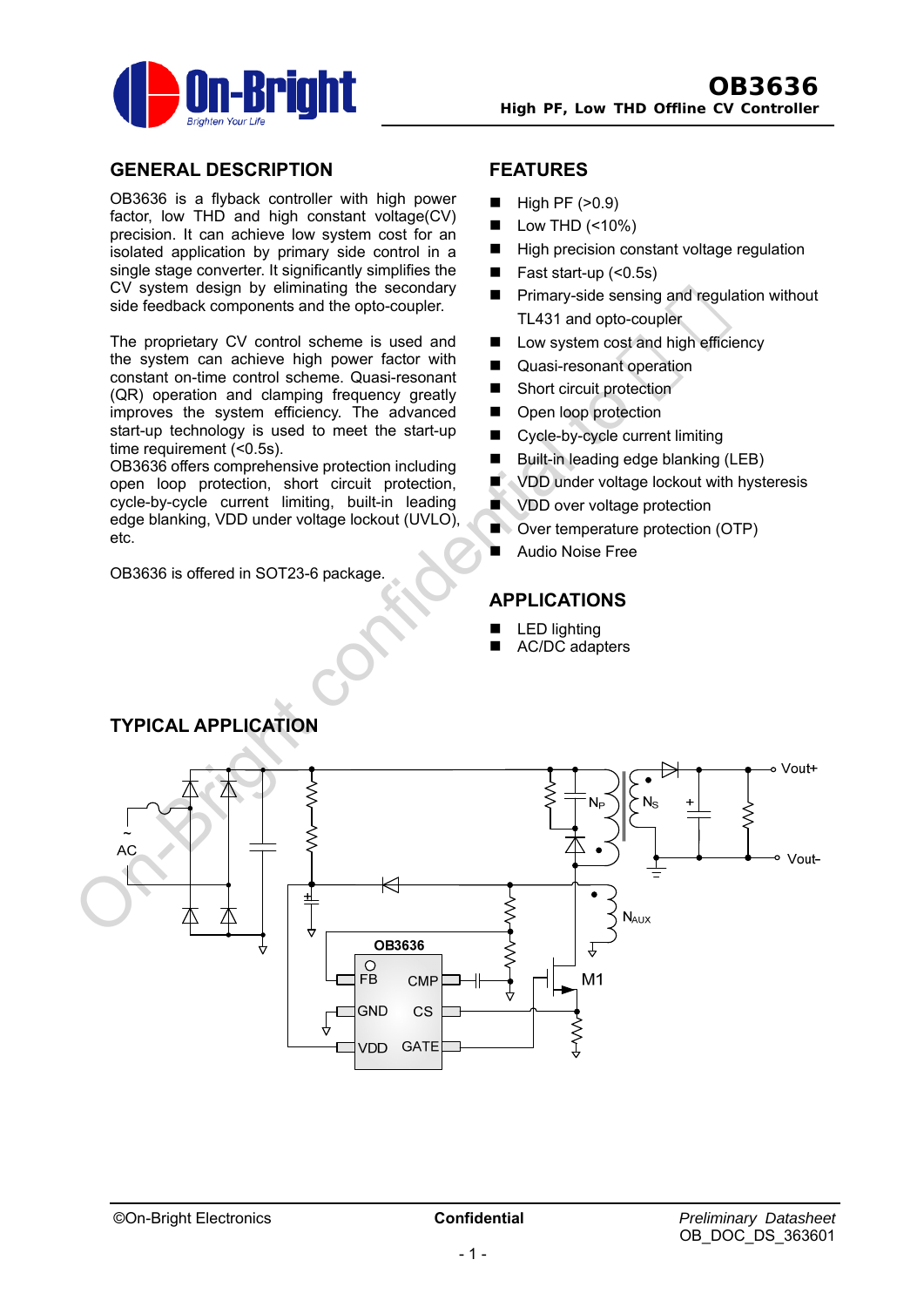# OB3636

**High PF, Low THD Offline CV Controller**

## GENERAL DESCRIPTION

OB3636 is a flyback controller with high power factor, low THD and high constant voltage(CV) precision. It can achieve low system cost for an isolated application by primary side control in a single stage converter. It significantly simplifies the CV system design by eliminating the secondary side feedback components and the opto-coupler.

The proprietary CV control scheme is used and the system can achieve high power factor with constant on-time control scheme. Quasi-resonant (QR) operation and clamping frequency greatly improves the system efficiency. The advanced start-up technology is used to meet the start-up time requirement (<0.5s).

OB3636 offers comprehensive protection including open loop protection, short circuit protection, cycle-by-cycle current limiting, built-in leading edge blanking, VDD under voltage lockout (UVLO), etc.

OB3636 is offered in SOT23-6 package.

## FEATURES

- High PF (>0.9)
- Low THD (<10%)
- High precision constant voltage regulation
- Fast start-up (<0.5s)
- Primary-side sensing and regulation without TL431 and opto-coupler
- Low system cost and high efficiency
- Quasi-resonant operation
- Short circuit protection
- Open loop protection
- Cycle-by-cycle current limiting
- Built-in leading edge blanking (LEB)
- VDD under voltage lockout with hysteresis
- VDD over voltage protection
- Over temperature protection (OTP)
- Audio Noise Free

## APPLICATIONS

- LED lighting
- AC/DC adapters

## TYPICAL APPLICATION

AC, OB3636, FB, CMP, GND, CS, VDD, GATE, $N_P$, $N_S$, $N_{AUX}$, M1, Vout+, Vout-

©On-Bright Electronics | **Confidential** | *Preliminary Datasheet* OB_DOC_DS_363601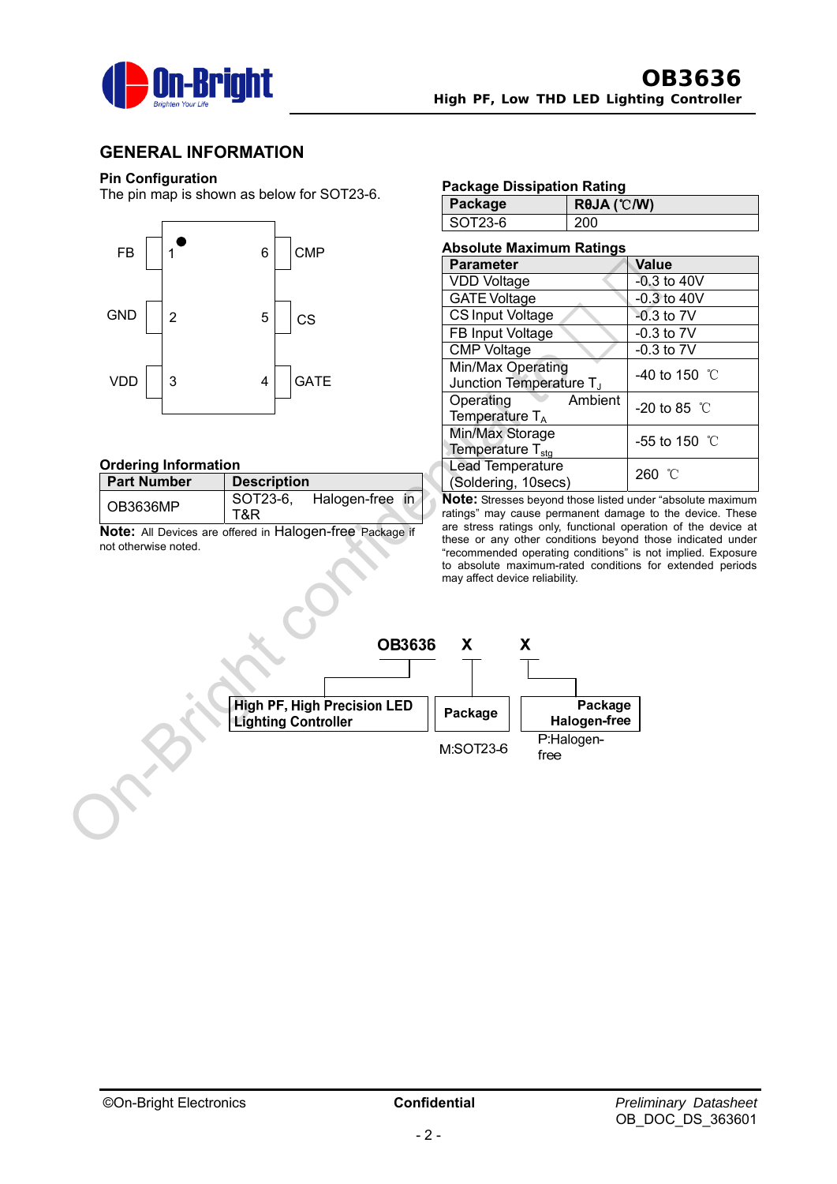## GENERAL INFORMATION

### Pin Configuration

The pin map is shown as below for SOT23-6.

| Pin | Name | Pin | Name |
|---|---|---|---|
| 1 | FB | 6 | CMP |
| 2 | GND | 5 | CS |
| 3 | VDD | 4 | GATE |

### Ordering Information

| Part Number | Description |
|---|---|
| OB3636MP | SOT23-6, Halogen-free in T&R |

**Note:** All Devices are offered in Halogen-free Package if not otherwise noted.

### Package Dissipation Rating

| Package | RθJA (℃/W) |
|---|---|
| SOT23-6 | 200 |

### Absolute Maximum Ratings

| Parameter | Value |
|---|---|
| VDD Voltage | -0.3 to 40V |
| GATE Voltage | -0.3 to 40V |
| CS Input Voltage | -0.3 to 7V |
| FB Input Voltage | -0.3 to 7V |
| CMP Voltage | -0.3 to 7V |
| Min/Max Operating Junction Temperature $T_J$ | -40 to 150 ℃ |
| Operating Ambient Temperature $T_A$ | -20 to 85 ℃ |
| Min/Max Storage Temperature $T_{stg}$ | -55 to 150 ℃ |
| Lead Temperature (Soldering, 10secs) | 260 ℃ |

**Note:** Stresses beyond those listed under "absolute maximum ratings" may cause permanent damage to the device. These are stress ratings only, functional operation of the device at these or any other conditions beyond those indicated under "recommended operating conditions" is not implied. Exposure to absolute maximum-rated conditions for extended periods may affect device reliability.

OB3636 X X

- OB3636: High PF, High Precision LED Lighting Controller
- X: Package — M:SOT23-6
- X: Package Halogen-free — P:Halogen-free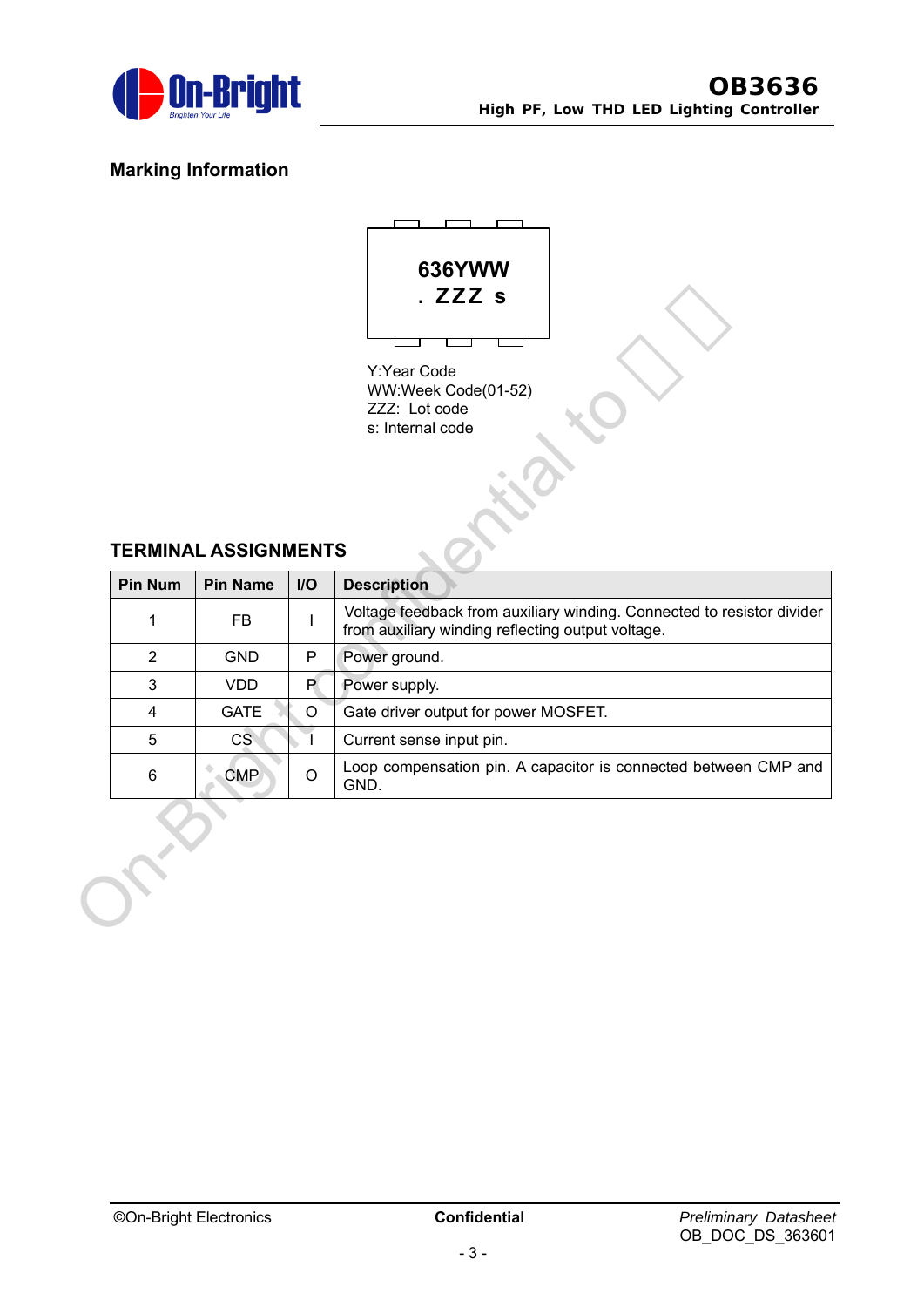## Marking Information

636YWW
. ZZZ s

Y:Year Code
WW:Week Code(01-52)
ZZZ: Lot code
s: Internal code

## TERMINAL ASSIGNMENTS

| Pin Num | Pin Name | I/O | Description |
|---|---|---|---|
| 1 | FB | I | Voltage feedback from auxiliary winding. Connected to resistor divider from auxiliary winding reflecting output voltage. |
| 2 | GND | P | Power ground. |
| 3 | VDD | P | Power supply. |
| 4 | GATE | O | Gate driver output for power MOSFET. |
| 5 | CS | I | Current sense input pin. |
| 6 | CMP | O | Loop compensation pin. A capacitor is connected between CMP and GND. |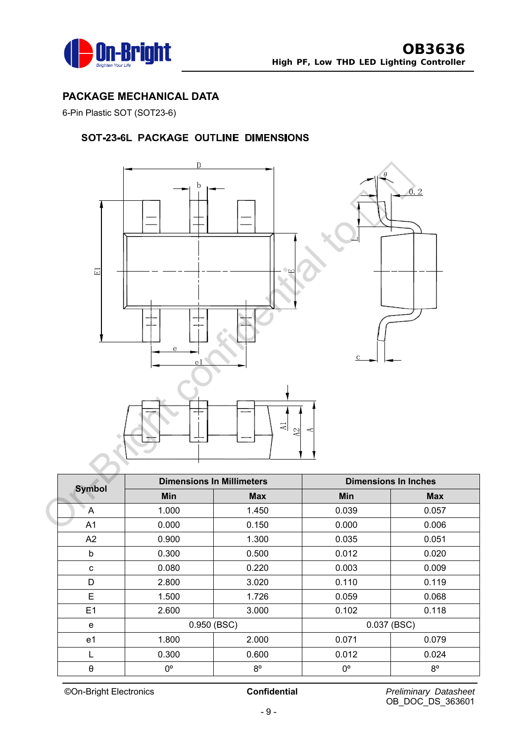## PACKAGE MECHANICAL DATA

6-Pin Plastic SOT (SOT23-6)

### SOT-23-6L PACKAGE OUTLINE DIMENSIONS

| Symbol | Dimensions In Millimeters | | Dimensions In Inches | |
|---|---|---|---|---|
| | Min | Max | Min | Max |
| A | 1.000 | 1.450 | 0.039 | 0.057 |
| A1 | 0.000 | 0.150 | 0.000 | 0.006 |
| A2 | 0.900 | 1.300 | 0.035 | 0.051 |
| b | 0.300 | 0.500 | 0.012 | 0.020 |
| c | 0.080 | 0.220 | 0.003 | 0.009 |
| D | 2.800 | 3.020 | 0.110 | 0.119 |
| E | 1.500 | 1.726 | 0.059 | 0.068 |
| E1 | 2.600 | 3.000 | 0.102 | 0.118 |
| e | 0.950 (BSC) | | 0.037 (BSC) | |
| e1 | 1.800 | 2.000 | 0.071 | 0.079 |
| L | 0.300 | 0.600 | 0.012 | 0.024 |
| θ | 0º | 8º | 0º | 8º |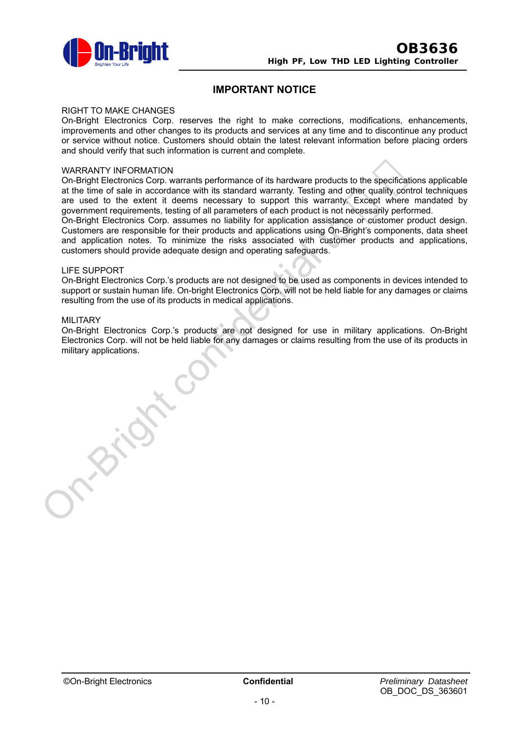# IMPORTANT NOTICE

RIGHT TO MAKE CHANGES

On-Bright Electronics Corp. reserves the right to make corrections, modifications, enhancements, improvements and other changes to its products and services at any time and to discontinue any product or service without notice. Customers should obtain the latest relevant information before placing orders and should verify that such information is current and complete.

WARRANTY INFORMATION

On-Bright Electronics Corp. warrants performance of its hardware products to the specifications applicable at the time of sale in accordance with its standard warranty. Testing and other quality control techniques are used to the extent it deems necessary to support this warranty. Except where mandated by government requirements, testing of all parameters of each product is not necessarily performed.
On-Bright Electronics Corp. assumes no liability for application assistance or customer product design. Customers are responsible for their products and applications using On-Bright's components, data sheet and application notes. To minimize the risks associated with customer products and applications, customers should provide adequate design and operating safeguards.

LIFE SUPPORT

On-Bright Electronics Corp.'s products are not designed to be used as components in devices intended to support or sustain human life. On-bright Electronics Corp. will not be held liable for any damages or claims resulting from the use of its products in medical applications.

MILITARY

On-Bright Electronics Corp.'s products are not designed for use in military applications. On-Bright Electronics Corp. will not be held liable for any damages or claims resulting from the use of its products in military applications.